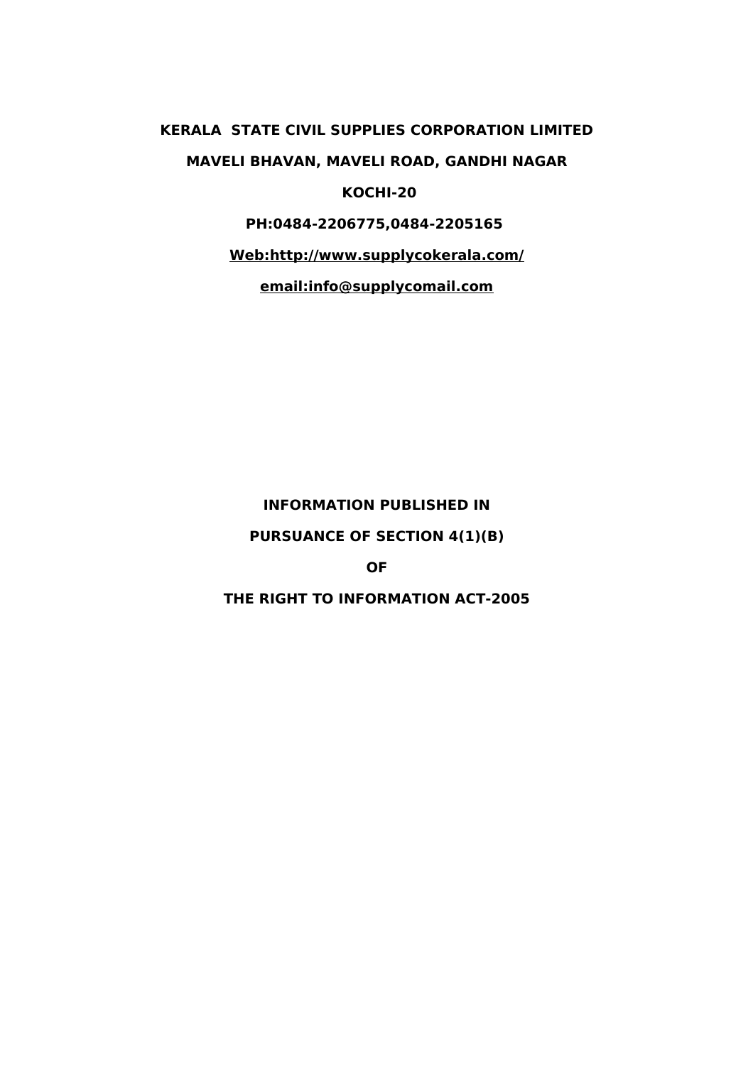**KERALA STATE CIVIL SUPPLIES CORPORATION LIMITED**

**MAVELI BHAVAN, MAVELI ROAD, GANDHI NAGAR**

**KOCHI-20**

**PH:0484-2206775,0484-2205165**

**Web:http://www.supplycokerala.com/**

**email:info@supplycomail.com**

**INFORMATION PUBLISHED IN**

**PURSUANCE OF SECTION 4(1)(B)**

**OF**

**THE RIGHT TO INFORMATION ACT-2005**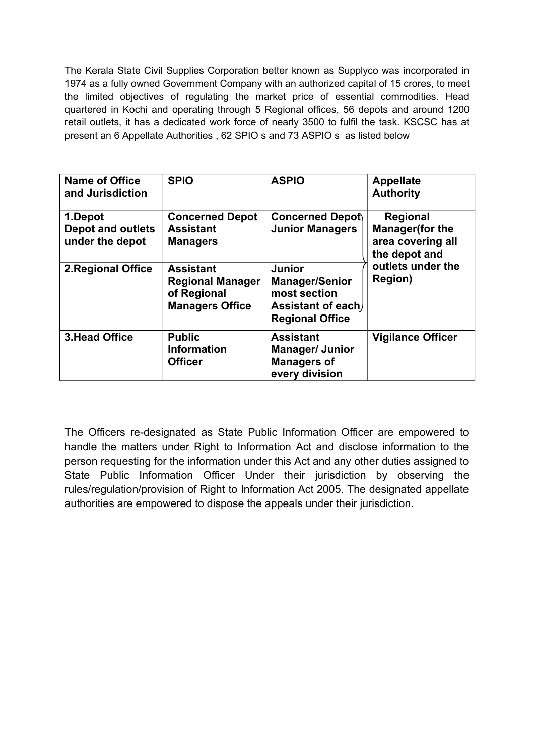The Kerala State Civil Supplies Corporation better known as Supplyco was incorporated in 1974 as a fully owned Government Company with an authorized capital of 15 crores, to meet the limited objectives of regulating the market price of essential commodities. Head quartered in Kochi and operating through 5 Regional offices, 56 depots and around 1200 retail outlets, it has a dedicated work force of nearly 3500 to fulfil the task. KSCSC has at present an 6 Appellate Authorities , 62 SPIO s and 73 ASPIO s as listed below

| Name of Office and Jurisdiction | SPIO | ASPIO | Appellate Authority |
|---|---|---|---|
| **1.Depot Depot and outlets under the depot** | **Concerned Depot Assistant Managers** | **Concerned Depot Junior Managers** | **Regional Manager(for the area covering all the depot and outlets under the Region)** |
| **2.Regional Office** | **Assistant Regional Manager of Regional Managers Office** | **Junior Manager/Senior most section Assistant of each Regional Office** | |
| **3.Head Office** | **Public Information Officer** | **Assistant Manager/ Junior Managers of every division** | **Vigilance Officer** |

The Officers re-designated as State Public Information Officer are empowered to handle the matters under Right to Information Act and disclose information to the person requesting for the information under this Act and any other duties assigned to State Public Information Officer Under their jurisdiction by observing the rules/regulation/provision of Right to Information Act 2005. The designated appellate authorities are empowered to dispose the appeals under their jurisdiction.